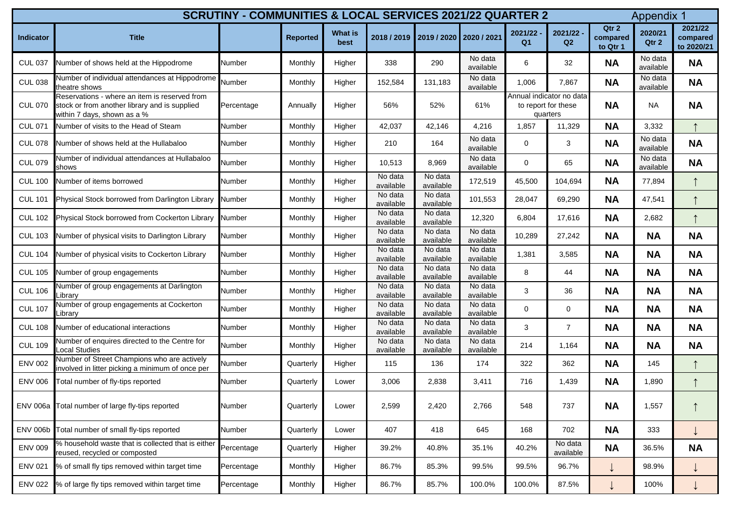# SCRUTINY - COMMUNITIES & LOCAL SERVICES 2021/22 QUARTER 2

Appendix 1

| Indicator | Title | | Reported | What is best | 2018 / 2019 | 2019 / 2020 | 2020 / 2021 | 2021/22 - Q1 | 2021/22 - Q2 | Qtr 2 compared to Qtr 1 | 2020/21 Qtr 2 | 2021/22 compared to 2020/21 |
|---|---|---|---|---|---|---|---|---|---|---|---|---|
| CUL 037 | Number of shows held at the Hippodrome | Number | Monthly | Higher | 338 | 290 | No data available | 6 | 32 | NA | No data available | NA |
| CUL 038 | Number of individual attendances at Hippodrome theatre shows | Number | Monthly | Higher | 152,584 | 131,183 | No data available | 1,006 | 7,867 | NA | No data available | NA |
| CUL 070 | Reservations - where an item is reserved from stock or from another library and is supplied within 7 days, shown as a % | Percentage | Annually | Higher | 56% | 52% | 61% | Annual indicator no data to report for these quarters | | NA | NA | NA |
| CUL 071 | Number of visits to the Head of Steam | Number | Monthly | Higher | 42,037 | 42,146 | 4,216 | 1,857 | 11,329 | NA | 3,332 | ↑ |
| CUL 078 | Number of shows held at the Hullabaloo | Number | Monthly | Higher | 210 | 164 | No data available | 0 | 3 | NA | No data available | NA |
| CUL 079 | Number of individual attendances at Hullabaloo shows | Number | Monthly | Higher | 10,513 | 8,969 | No data available | 0 | 65 | NA | No data available | NA |
| CUL 100 | Number of items borrowed | Number | Monthly | Higher | No data available | No data available | 172,519 | 45,500 | 104,694 | NA | 77,894 | ↑ |
| CUL 101 | Physical Stock borrowed from Darlington Library | Number | Monthly | Higher | No data available | No data available | 101,553 | 28,047 | 69,290 | NA | 47,541 | ↑ |
| CUL 102 | Physical Stock borrowed from Cockerton Library | Number | Monthly | Higher | No data available | No data available | 12,320 | 6,804 | 17,616 | NA | 2,682 | ↑ |
| CUL 103 | Number of physical visits to Darlington Library | Number | Monthly | Higher | No data available | No data available | No data available | 10,289 | 27,242 | NA | NA | NA |
| CUL 104 | Number of physical visits to Cockerton Library | Number | Monthly | Higher | No data available | No data available | No data available | 1,381 | 3,585 | NA | NA | NA |
| CUL 105 | Number of group engagements | Number | Monthly | Higher | No data available | No data available | No data available | 8 | 44 | NA | NA | NA |
| CUL 106 | Number of group engagements at Darlington Library | Number | Monthly | Higher | No data available | No data available | No data available | 3 | 36 | NA | NA | NA |
| CUL 107 | Number of group engagements at Cockerton Library | Number | Monthly | Higher | No data available | No data available | No data available | 0 | 0 | NA | NA | NA |
| CUL 108 | Number of educational interactions | Number | Monthly | Higher | No data available | No data available | No data available | 3 | 7 | NA | NA | NA |
| CUL 109 | Number of enquires directed to the Centre for Local Studies | Number | Monthly | Higher | No data available | No data available | No data available | 214 | 1,164 | NA | NA | NA |
| ENV 002 | Number of Street Champions who are actively involved in litter picking a minimum of once per | Number | Quarterly | Higher | 115 | 136 | 174 | 322 | 362 | NA | 145 | ↑ |
| ENV 006 | Total number of fly-tips reported | Number | Quarterly | Lower | 3,006 | 2,838 | 3,411 | 716 | 1,439 | NA | 1,890 | ↑ |
| ENV 006a | Total number of large fly-tips reported | Number | Quarterly | Lower | 2,599 | 2,420 | 2,766 | 548 | 737 | NA | 1,557 | ↑ |
| ENV 006b | Total number of small fly-tips reported | Number | Quarterly | Lower | 407 | 418 | 645 | 168 | 702 | NA | 333 | ↓ |
| ENV 009 | % household waste that is collected that is either reused, recycled or composted | Percentage | Quarterly | Higher | 39.2% | 40.8% | 35.1% | 40.2% | No data available | NA | 36.5% | NA |
| ENV 021 | % of small fly tips removed within target time | Percentage | Monthly | Higher | 86.7% | 85.3% | 99.5% | 99.5% | 96.7% | ↓ | 98.9% | ↓ |
| ENV 022 | % of large fly tips removed within target time | Percentage | Monthly | Higher | 86.7% | 85.7% | 100.0% | 100.0% | 87.5% | ↓ | 100% | ↓ |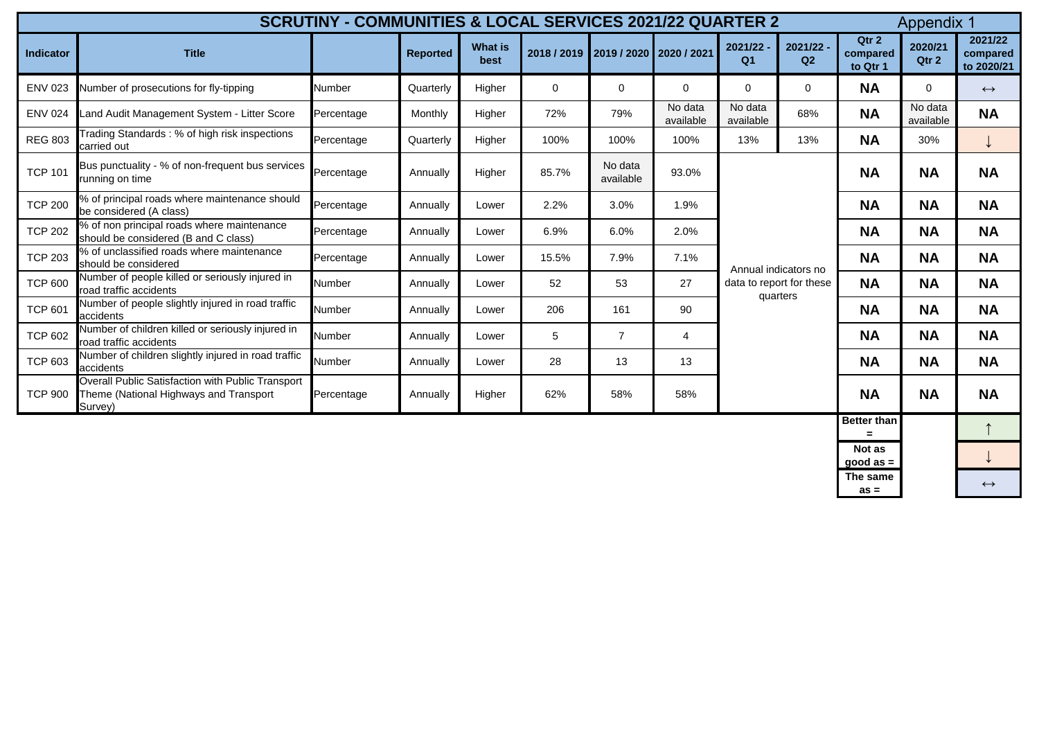## SCRUTINY - COMMUNITIES & LOCAL SERVICES 2021/22 QUARTER 2

Appendix 1

| Indicator | Title | | Reported | What is best | 2018 / 2019 | 2019 / 2020 | 2020 / 2021 | 2021/22 - Q1 | 2021/22 - Q2 | Qtr 2 compared to Qtr 1 | 2020/21 Qtr 2 | 2021/22 compared to 2020/21 |
|---|---|---|---|---|---|---|---|---|---|---|---|---|
| ENV 023 | Number of prosecutions for fly-tipping | Number | Quarterly | Higher | 0 | 0 | 0 | 0 | 0 | **NA** | 0 | ↔ |
| ENV 024 | Land Audit Management System - Litter Score | Percentage | Monthly | Higher | 72% | 79% | No data available | No data available | 68% | **NA** | No data available | **NA** |
| REG 803 | Trading Standards : % of high risk inspections carried out | Percentage | Quarterly | Higher | 100% | 100% | 100% | 13% | 13% | **NA** | 30% | ↓ |
| TCP 101 | Bus punctuality - % of non-frequent bus services running on time | Percentage | Annually | Higher | 85.7% | No data available | 93.0% | Annual indicators no data to report for these quarters | | **NA** | **NA** | **NA** |
| TCP 200 | % of principal roads where maintenance should be considered (A class) | Percentage | Annually | Lower | 2.2% | 3.0% | 1.9% | | | **NA** | **NA** | **NA** |
| TCP 202 | % of non principal roads where maintenance should be considered (B and C class) | Percentage | Annually | Lower | 6.9% | 6.0% | 2.0% | | | **NA** | **NA** | **NA** |
| TCP 203 | % of unclassified roads where maintenance should be considered | Percentage | Annually | Lower | 15.5% | 7.9% | 7.1% | | | **NA** | **NA** | **NA** |
| TCP 600 | Number of people killed or seriously injured in road traffic accidents | Number | Annually | Lower | 52 | 53 | 27 | | | **NA** | **NA** | **NA** |
| TCP 601 | Number of people slightly injured in road traffic accidents | Number | Annually | Lower | 206 | 161 | 90 | | | **NA** | **NA** | **NA** |
| TCP 602 | Number of children killed or seriously injured in road traffic accidents | Number | Annually | Lower | 5 | 7 | 4 | | | **NA** | **NA** | **NA** |
| TCP 603 | Number of children slightly injured in road traffic accidents | Number | Annually | Lower | 28 | 13 | 13 | | | **NA** | **NA** | **NA** |
| TCP 900 | Overall Public Satisfaction with Public Transport Theme (National Highways and Transport Survey) | Percentage | Annually | Higher | 62% | 58% | 58% | | | **NA** | **NA** | **NA** |

| | |
|---|---|
| **Better than =** | ↑ |
| **Not as good as =** | ↓ |
| **The same as =** | ↔ |